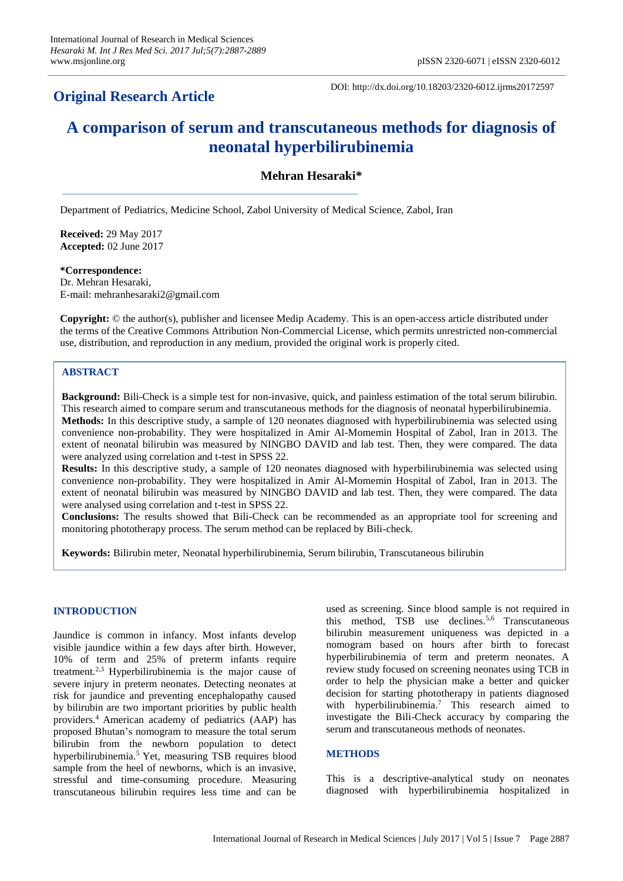International Journal of Research in Medical Sciences
*Hesaraki M. Int J Res Med Sci. 2017 Jul;5(7):2887-2889*
www.msjonline.org

pISSN 2320-6071 | eISSN 2320-6012

DOI: http://dx.doi.org/10.18203/2320-6012.ijrms20172597

## Original Research Article

# A comparison of serum and transcutaneous methods for diagnosis of neonatal hyperbilirubinemia

**Mehran Hesaraki***

Department of Pediatrics, Medicine School, Zabol University of Medical Science, Zabol, Iran

**Received:** 29 May 2017
**Accepted:** 02 June 2017

**\*Correspondence:**
Dr. Mehran Hesaraki,
E-mail: mehranhesaraki2@gmail.com

**Copyright:** © the author(s), publisher and licensee Medip Academy. This is an open-access article distributed under the terms of the Creative Commons Attribution Non-Commercial License, which permits unrestricted non-commercial use, distribution, and reproduction in any medium, provided the original work is properly cited.

## ABSTRACT

**Background:** Bili-Check is a simple test for non-invasive, quick, and painless estimation of the total serum bilirubin. This research aimed to compare serum and transcutaneous methods for the diagnosis of neonatal hyperbilirubinemia.

**Methods:** In this descriptive study, a sample of 120 neonates diagnosed with hyperbilirubinemia was selected using convenience non-probability. They were hospitalized in Amir Al-Momemin Hospital of Zabol, Iran in 2013. The extent of neonatal bilirubin was measured by NINGBO DAVID and lab test. Then, they were compared. The data were analyzed using correlation and t-test in SPSS 22.

**Results:** In this descriptive study, a sample of 120 neonates diagnosed with hyperbilirubinemia was selected using convenience non-probability. They were hospitalized in Amir Al-Momemin Hospital of Zabol, Iran in 2013. The extent of neonatal bilirubin was measured by NINGBO DAVID and lab test. Then, they were compared. The data were analysed using correlation and t-test in SPSS 22.

**Conclusions:** The results showed that Bili-Check can be recommended as an appropriate tool for screening and monitoring phototherapy process. The serum method can be replaced by Bili-check.

**Keywords:** Bilirubin meter, Neonatal hyperbilirubinemia, Serum bilirubin, Transcutaneous bilirubin

## INTRODUCTION

Jaundice is common in infancy. Most infants develop visible jaundice within a few days after birth. However, 10% of term and 25% of preterm infants require treatment.[2,3] Hyperbilirubinemia is the major cause of severe injury in preterm neonates. Detecting neonates at risk for jaundice and preventing encephalopathy caused by bilirubin are two important priorities by public health providers.[4] American academy of pediatrics (AAP) has proposed Bhutan's nomogram to measure the total serum bilirubin from the newborn population to detect hyperbilirubinemia.[5] Yet, measuring TSB requires blood sample from the heel of newborns, which is an invasive, stressful and time-consuming procedure. Measuring transcutaneous bilirubin requires less time and can be used as screening. Since blood sample is not required in this method, TSB use declines.[5,6] Transcutaneous bilirubin measurement uniqueness was depicted in a nomogram based on hours after birth to forecast hyperbilirubinemia of term and preterm neonates. A review study focused on screening neonates using TCB in order to help the physician make a better and quicker decision for starting phototherapy in patients diagnosed with hyperbilirubinemia.[7] This research aimed to investigate the Bili-Check accuracy by comparing the serum and transcutaneous methods of neonates.

## METHODS

This is a descriptive-analytical study on neonates diagnosed with hyperbilirubinemia hospitalized in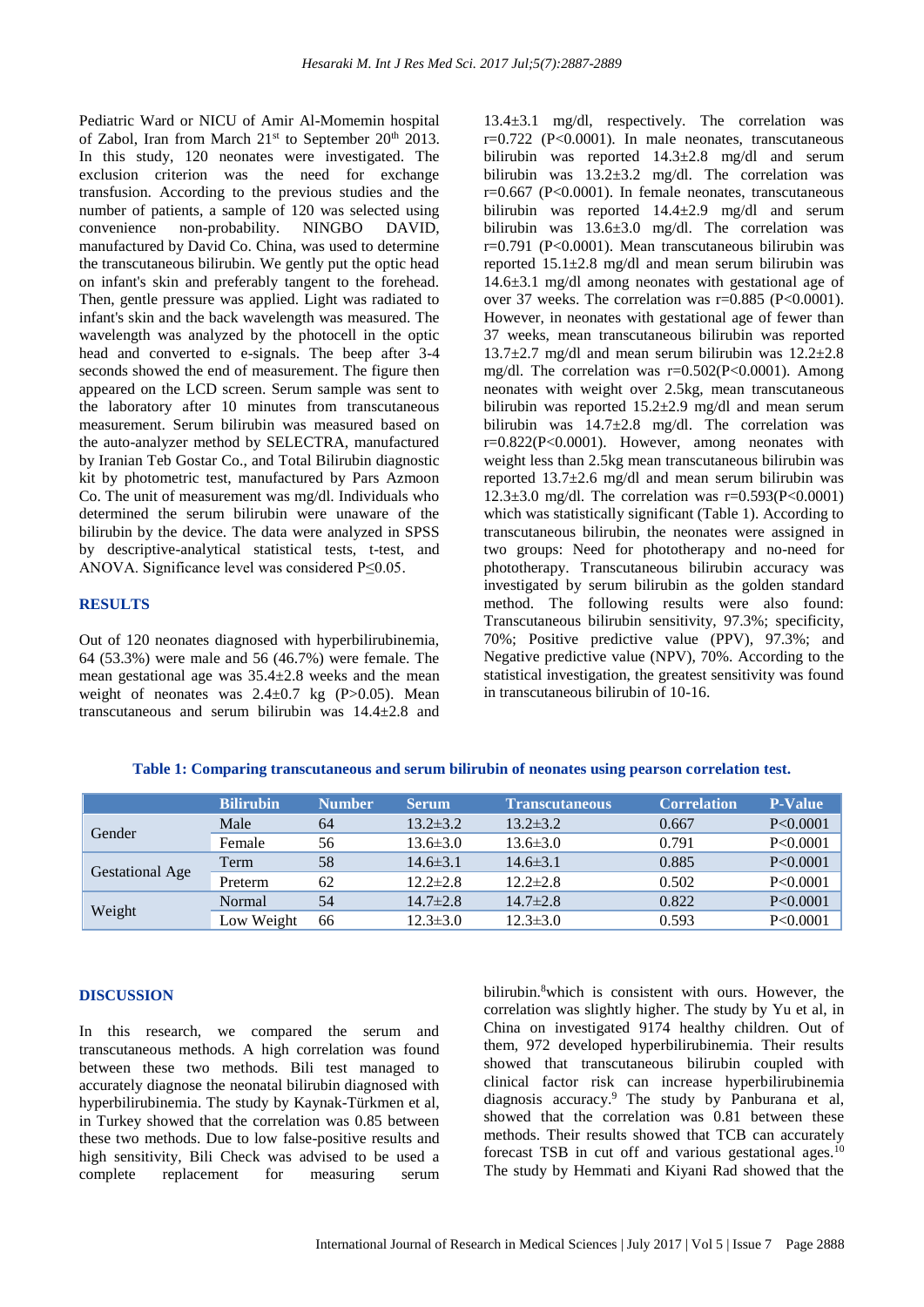Pediatric Ward or NICU of Amir Al-Momemin hospital of Zabol, Iran from March 21st to September 20th 2013. In this study, 120 neonates were investigated. The exclusion criterion was the need for exchange transfusion. According to the previous studies and the number of patients, a sample of 120 was selected using convenience non-probability. NINGBO DAVID, manufactured by David Co. China, was used to determine the transcutaneous bilirubin. We gently put the optic head on infant's skin and preferably tangent to the forehead. Then, gentle pressure was applied. Light was radiated to infant's skin and the back wavelength was measured. The wavelength was analyzed by the photocell in the optic head and converted to e-signals. The beep after 3-4 seconds showed the end of measurement. The figure then appeared on the LCD screen. Serum sample was sent to the laboratory after 10 minutes from transcutaneous measurement. Serum bilirubin was measured based on the auto-analyzer method by SELECTRA, manufactured by Iranian Teb Gostar Co., and Total Bilirubin diagnostic kit by photometric test, manufactured by Pars Azmoon Co. The unit of measurement was mg/dl. Individuals who determined the serum bilirubin were unaware of the bilirubin by the device. The data were analyzed in SPSS by descriptive-analytical statistical tests, t-test, and ANOVA. Significance level was considered $P \leq 0.05$.

## RESULTS

Out of 120 neonates diagnosed with hyperbilirubinemia, 64 (53.3%) were male and 56 (46.7%) were female. The mean gestational age was 35.4±2.8 weeks and the mean weight of neonates was 2.4±0.7 kg ($P>0.05$). Mean transcutaneous and serum bilirubin was 14.4±2.8 and 13.4±3.1 mg/dl, respectively. The correlation was r=0.722 ($P<0.0001$). In male neonates, transcutaneous bilirubin was reported 14.3±2.8 mg/dl and serum bilirubin was 13.2±3.2 mg/dl. The correlation was r=0.667 ($P<0.0001$). In female neonates, transcutaneous bilirubin was reported 14.4±2.9 mg/dl and serum bilirubin was 13.6±3.0 mg/dl. The correlation was r=0.791 ($P<0.0001$). Mean transcutaneous bilirubin was reported 15.1±2.8 mg/dl and mean serum bilirubin was 14.6±3.1 mg/dl among neonates with gestational age of over 37 weeks. The correlation was r=0.885 ($P<0.0001$). However, in neonates with gestational age of fewer than 37 weeks, mean transcutaneous bilirubin was reported 13.7±2.7 mg/dl and mean serum bilirubin was 12.2±2.8 mg/dl. The correlation was r=0.502($P<0.0001$). Among neonates with weight over 2.5kg, mean transcutaneous bilirubin was reported 15.2±2.9 mg/dl and mean serum bilirubin was 14.7±2.8 mg/dl. The correlation was r=0.822($P<0.0001$). However, among neonates with weight less than 2.5kg mean transcutaneous bilirubin was reported 13.7±2.6 mg/dl and mean serum bilirubin was 12.3±3.0 mg/dl. The correlation was r=0.593($P<0.0001$) which was statistically significant (Table 1). According to transcutaneous bilirubin, the neonates were assigned in two groups: Need for phototherapy and no-need for phototherapy. Transcutaneous bilirubin accuracy was investigated by serum bilirubin as the golden standard method. The following results were also found: Transcutaneous bilirubin sensitivity, 97.3%; specificity, 70%; Positive predictive value (PPV), 97.3%; and Negative predictive value (NPV), 70%. According to the statistical investigation, the greatest sensitivity was found in transcutaneous bilirubin of 10-16.

**Table 1: Comparing transcutaneous and serum bilirubin of neonates using pearson correlation test.**

| | Bilirubin | Number | Serum | Transcutaneous | Correlation | P-Value |
|---|---|---|---|---|---|---|
| Gender | Male | 64 | 13.2±3.2 | 13.2±3.2 | 0.667 | P<0.0001 |
| | Female | 56 | 13.6±3.0 | 13.6±3.0 | 0.791 | P<0.0001 |
| Gestational Age | Term | 58 | 14.6±3.1 | 14.6±3.1 | 0.885 | P<0.0001 |
| | Preterm | 62 | 12.2±2.8 | 12.2±2.8 | 0.502 | P<0.0001 |
| Weight | Normal | 54 | 14.7±2.8 | 14.7±2.8 | 0.822 | P<0.0001 |
| | Low Weight | 66 | 12.3±3.0 | 12.3±3.0 | 0.593 | P<0.0001 |

## DISCUSSION

In this research, we compared the serum and transcutaneous methods. A high correlation was found between these two methods. Bili test managed to accurately diagnose the neonatal bilirubin diagnosed with hyperbilirubinemia. The study by Kaynak-Türkmen et al, in Turkey showed that the correlation was 0.85 between these two methods. Due to low false-positive results and high sensitivity, Bili Check was advised to be used a complete replacement for measuring serum bilirubin.[8]which is consistent with ours. However, the correlation was slightly higher. The study by Yu et al, in China on investigated 9174 healthy children. Out of them, 972 developed hyperbilirubinemia. Their results showed that transcutaneous bilirubin coupled with clinical factor risk can increase hyperbilirubinemia diagnosis accuracy.[9] The study by Panburana et al, showed that the correlation was 0.81 between these methods. Their results showed that TCB can accurately forecast TSB in cut off and various gestational ages.[10] The study by Hemmati and Kiyani Rad showed that the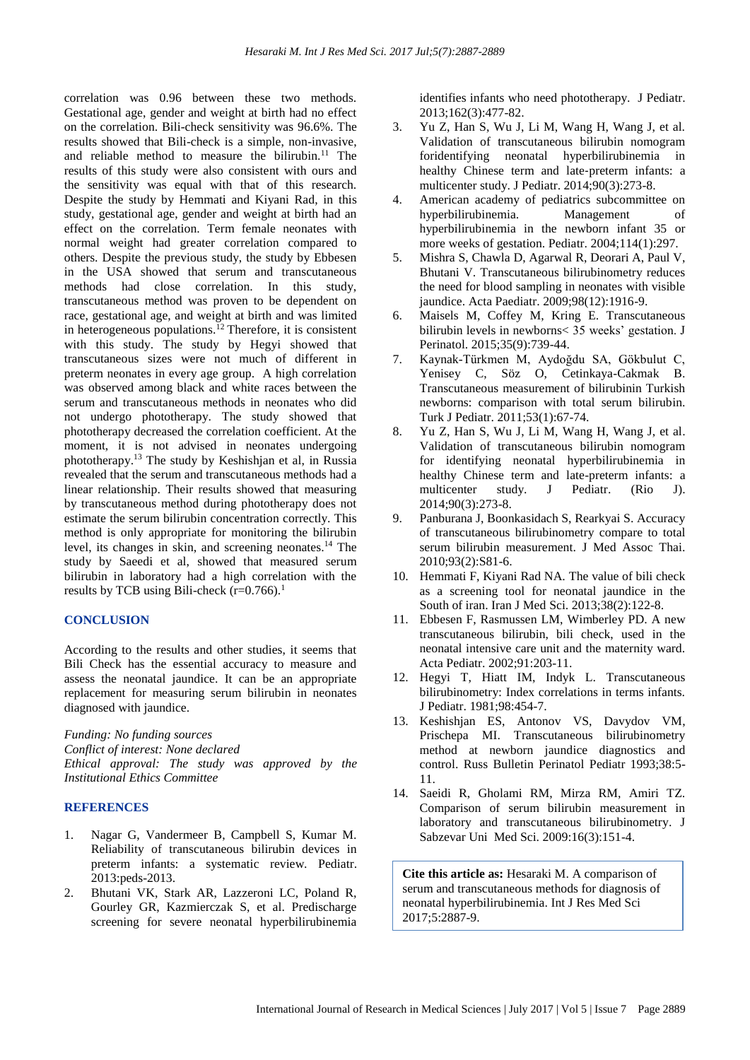correlation was 0.96 between these two methods. Gestational age, gender and weight at birth had no effect on the correlation. Bili-check sensitivity was 96.6%. The results showed that Bili-check is a simple, non-invasive, and reliable method to measure the bilirubin.[11] The results of this study were also consistent with ours and the sensitivity was equal with that of this research. Despite the study by Hemmati and Kiyani Rad, in this study, gestational age, gender and weight at birth had an effect on the correlation. Term female neonates with normal weight had greater correlation compared to others. Despite the previous study, the study by Ebbesen in the USA showed that serum and transcutaneous methods had close correlation. In this study, transcutaneous method was proven to be dependent on race, gestational age, and weight at birth and was limited in heterogeneous populations.[12] Therefore, it is consistent with this study. The study by Hegyi showed that transcutaneous sizes were not much of different in preterm neonates in every age group. A high correlation was observed among black and white races between the serum and transcutaneous methods in neonates who did not undergo phototherapy. The study showed that phototherapy decreased the correlation coefficient. At the moment, it is not advised in neonates undergoing phototherapy.[13] The study by Keshishjan et al, in Russia revealed that the serum and transcutaneous methods had a linear relationship. Their results showed that measuring by transcutaneous method during phototherapy does not estimate the serum bilirubin concentration correctly. This method is only appropriate for monitoring the bilirubin level, its changes in skin, and screening neonates.[14] The study by Saeedi et al, showed that measured serum bilirubin in laboratory had a high correlation with the results by TCB using Bili-check (r=0.766).[1]

## CONCLUSION

According to the results and other studies, it seems that Bili Check has the essential accuracy to measure and assess the neonatal jaundice. It can be an appropriate replacement for measuring serum bilirubin in neonates diagnosed with jaundice.

*Funding: No funding sources*
*Conflict of interest: None declared*
*Ethical approval: The study was approved by the Institutional Ethics Committee*

## REFERENCES

1. Nagar G, Vandermeer B, Campbell S, Kumar M. Reliability of transcutaneous bilirubin devices in preterm infants: a systematic review. Pediatr. 2013:peds-2013.
2. Bhutani VK, Stark AR, Lazzeroni LC, Poland R, Gourley GR, Kazmierczak S, et al. Predischarge screening for severe neonatal hyperbilirubinemia identifies infants who need phototherapy. J Pediatr. 2013;162(3):477-82.
3. Yu Z, Han S, Wu J, Li M, Wang H, Wang J, et al. Validation of transcutaneous bilirubin nomogram foridentifying neonatal hyperbilirubinemia in healthy Chinese term and late-preterm infants: a multicenter study. J Pediatr. 2014;90(3):273-8.
4. American academy of pediatrics subcommittee on hyperbilirubinemia. Management of hyperbilirubinemia in the newborn infant 35 or more weeks of gestation. Pediatr. 2004;114(1):297.
5. Mishra S, Chawla D, Agarwal R, Deorari A, Paul V, Bhutani V. Transcutaneous bilirubinometry reduces the need for blood sampling in neonates with visible jaundice. Acta Paediatr. 2009;98(12):1916-9.
6. Maisels M, Coffey M, Kring E. Transcutaneous bilirubin levels in newborns< 35 weeks' gestation. J Perinatol. 2015;35(9):739-44.
7. Kaynak-Türkmen M, Aydoğdu SA, Gökbulut C, Yenisey C, Söz O, Cetinkaya-Cakmak B. Transcutaneous measurement of bilirubinin Turkish newborns: comparison with total serum bilirubin. Turk J Pediatr. 2011;53(1):67-74.
8. Yu Z, Han S, Wu J, Li M, Wang H, Wang J, et al. Validation of transcutaneous bilirubin nomogram for identifying neonatal hyperbilirubinemia in healthy Chinese term and late-preterm infants: a multicenter study. J Pediatr. (Rio J). 2014;90(3):273-8.
9. Panburana J, Boonkasidach S, Rearkyai S. Accuracy of transcutaneous bilirubinometry compare to total serum bilirubin measurement. J Med Assoc Thai. 2010;93(2):S81-6.
10. Hemmati F, Kiyani Rad NA. The value of bili check as a screening tool for neonatal jaundice in the South of iran. Iran J Med Sci. 2013;38(2):122-8.
11. Ebbesen F, Rasmussen LM, Wimberley PD. A new transcutaneous bilirubin, bili check, used in the neonatal intensive care unit and the maternity ward. Acta Pediatr. 2002;91:203-11.
12. Hegyi T, Hiatt IM, Indyk L. Transcutaneous bilirubinometry: Index correlations in terms infants. J Pediatr. 1981;98:454-7.
13. Keshishjan ES, Antonov VS, Davydov VM, Prischepa MI. Transcutaneous bilirubinometry method at newborn jaundice diagnostics and control. Russ Bulletin Perinatol Pediatr 1993;38:5-11.
14. Saeidi R, Gholami RM, Mirza RM, Amiri TZ. Comparison of serum bilirubin measurement in laboratory and transcutaneous bilirubinometry. J Sabzevar Uni Med Sci. 2009:16(3):151-4.

**Cite this article as:** Hesaraki M. A comparison of serum and transcutaneous methods for diagnosis of neonatal hyperbilirubinemia. Int J Res Med Sci 2017;5:2887-9.